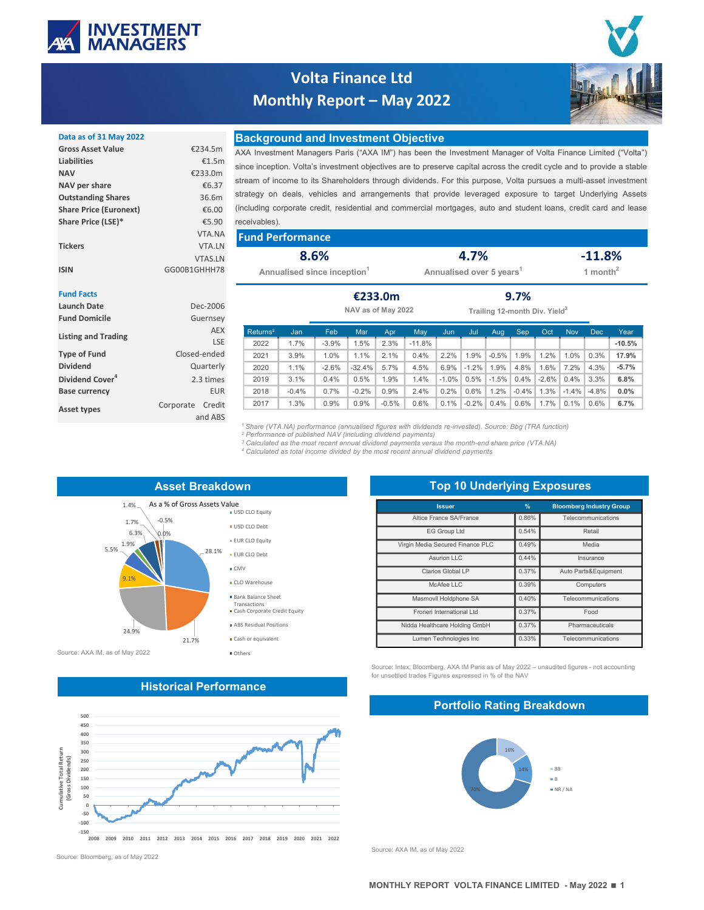# Volta Finance Ltd
## Monthly Report – May 2022

**Data as of 31 May 2022**

| | |
|---|---|
| **Gross Asset Value** | €234.5m |
| **Liabilities** | €1.5m |
| **NAV** | €233.0m |
| **NAV per share** | €6.37 |
| **Outstanding Shares** | 36.6m |
| **Share Price (Euronext)** | €6.00 |
| **Share Price (LSE)*** | €5.90 |
| **Tickers** | VTA.NA VTA.LN VTAS.LN |
| **ISIN** | GG00B1GHHH78 |

**Fund Facts**

| | |
|---|---|
| **Launch Date** | Dec-2006 |
| **Fund Domicile** | Guernsey |
| **Listing and Trading** | AEX LSE |
| **Type of Fund** | Closed-ended |
| **Dividend** | Quarterly |
| **Dividend Cover**[4] | 2.3 times |
| **Base currency** | EUR |
| **Asset types** | Corporate Credit and ABS |

## Background and Investment Objective

AXA Investment Managers Paris ("AXA IM") has been the Investment Manager of Volta Finance Limited ("Volta") since inception. Volta's investment objectives are to preserve capital across the credit cycle and to provide a stable stream of income to its Shareholders through dividends. For this purpose, Volta pursues a multi-asset investment strategy on deals, vehicles and arrangements that provide leveraged exposure to target Underlying Assets (including corporate credit, residential and commercial mortgages, auto and student loans, credit card and lease receivables).

## Fund Performance

**8.6%** Annualised since inception[1]

**4.7%** Annualised over 5 years[1]

**-11.8%** 1 month[2]

**€233.0m** NAV as of May 2022

**9.7%** Trailing 12-month Div. Yield[3]

| Returns[2] | Jan | Feb | Mar | Apr | May | Jun | Jul | Aug | Sep | Oct | Nov | Dec | Year |
|---|---|---|---|---|---|---|---|---|---|---|---|---|---|
| 2022 | 1.7% | -3.9% | 1.5% | 2.3% | -11.8% | | | | | | | | **-10.5%** |
| 2021 | 3.9% | 1.0% | 1.1% | 2.1% | 0.4% | 2.2% | 1.9% | -0.5% | 1.9% | 1.2% | 1.0% | 0.3% | **17.9%** |
| 2020 | 1.1% | -2.6% | -32.4% | 5.7% | 4.5% | 6.9% | -1.2% | 1.9% | 4.8% | 1.6% | 7.2% | 4.3% | **-5.7%** |
| 2019 | 3.1% | 0.4% | 0.5% | 1.9% | 1.4% | -1.0% | 0.5% | -1.5% | 0.4% | -2.6% | 0.4% | 3.3% | **6.8%** |
| 2018 | -0.4% | 0.7% | -0.2% | 0.9% | 2.4% | 0.2% | 0.6% | 1.2% | -0.4% | 1.3% | -1.4% | -4.8% | **0.0%** |
| 2017 | 1.3% | 0.9% | 0.9% | -0.5% | 0.6% | 0.1% | -0.2% | 0.4% | 0.6% | 1.7% | 0.1% | 0.6% | **6.7%** |

*[1] Share (VTA.NA) performance (annualised figures with dividends re-invested). Source: Bbg (TRA function)*
*[2] Performance of published NAV (including dividend payments)*
*[3] Calculated as the most recent annual dividend payments versus the month-end share price (VTA.NA)*
*[4] Calculated as total income divided by the most recent annual dividend payments*

## Asset Breakdown

As a % of Gross Assets Value

| Asset | % |
|---|---|
| USD CLO Equity | 28.1% |
| USD CLO Debt | 21.7% |
| EUR CLO Equity | 24.9% |
| EUR CLO Debt | 9.1% |
| CMV | 5.5% |
| CLO Warehouse | 1.9% |
| Bank Balance Sheet Transactions | 6.3% |
| Cash Corporate Credit Equity | 1.7% |
| ABS Residual Positions | 1.4% |
| Cash or equivalent | -0.5% |
| Others | 0.0% |

Source: AXA IM, as of May 2022

## Top 10 Underlying Exposures

| Issuer | % | Bloomberg Industry Group |
|---|---|---|
| Altice France SA/France | 0.86% | Telecommunications |
| EG Group Ltd | 0.54% | Retail |
| Virgin Media Secured Finance PLC | 0.49% | Media |
| Asurion LLC | 0.44% | Insurance |
| Clarios Global LP | 0.37% | Auto Parts&Equipment |
| McAfee LLC | 0.39% | Computers |
| Masmovil Holdphone SA | 0.40% | Telecommunications |
| Froneri International Ltd | 0.37% | Food |
| Nidda Healthcare Holding GmbH | 0.37% | Pharmaceuticals |
| Lumen Technologies Inc | 0.33% | Telecommunications |

Source: Intex, Bloomberg, AXA IM Paris as of May 2022 – unaudited figures - not accounting for unsettled trades Figures expressed in % of the NAV

## Historical Performance

Cumulative Total Return (Gross Dividends)

Source: Bloomberg, as of May 2022

## Portfolio Rating Breakdown

| Rating | % |
|---|---|
| BB | 16% |
| B | 14% |
| NR / NA | 70% |

Source: AXA IM, as of May 2022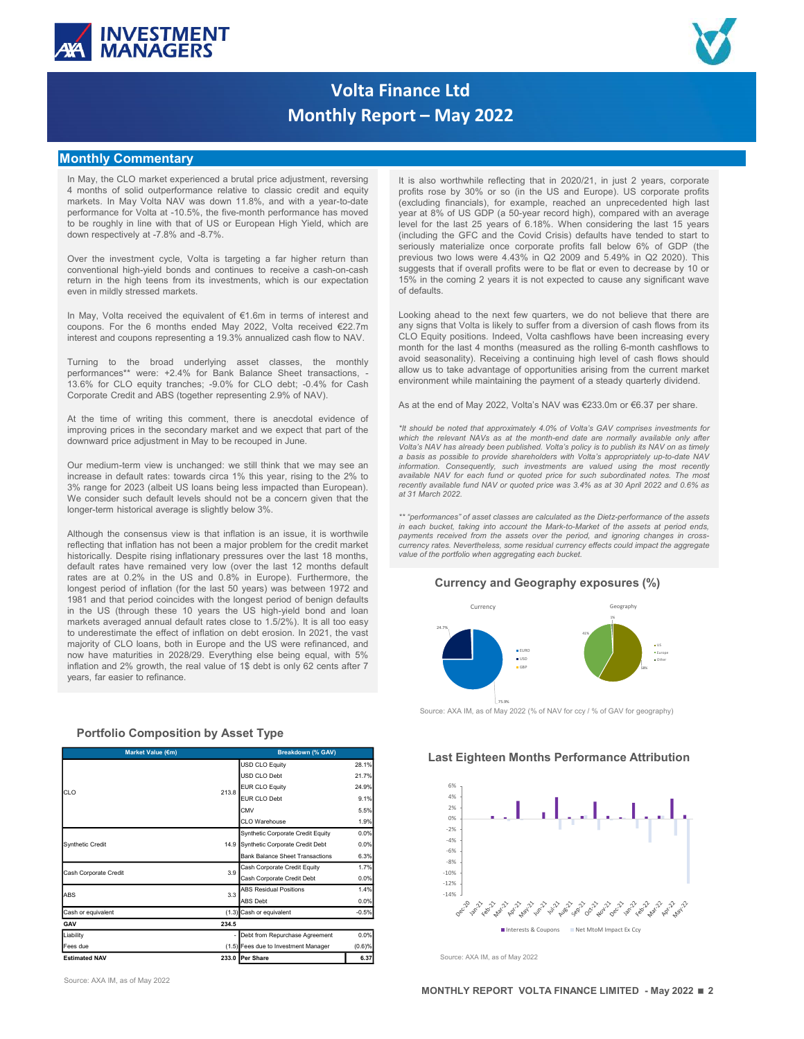# Volta Finance Ltd
# Monthly Report – May 2022

## Monthly Commentary

In May, the CLO market experienced a brutal price adjustment, reversing 4 months of solid outperformance relative to classic credit and equity markets. In May Volta NAV was down 11.8%, and with a year-to-date performance for Volta at -10.5%, the five-month performance has moved to be roughly in line with that of US or European High Yield, which are down respectively at -7.8% and -8.7%.

Over the investment cycle, Volta is targeting a far higher return than conventional high-yield bonds and continues to receive a cash-on-cash return in the high teens from its investments, which is our expectation even in mildly stressed markets.

In May, Volta received the equivalent of €1.6m in terms of interest and coupons. For the 6 months ended May 2022, Volta received €22.7m interest and coupons representing a 19.3% annualized cash flow to NAV.

Turning to the broad underlying asset classes, the monthly performances** were: +2.4% for Bank Balance Sheet transactions, -13.6% for CLO equity tranches; -9.0% for CLO debt; -0.4% for Cash Corporate Credit and ABS (together representing 2.9% of NAV).

At the time of writing this comment, there is anecdotal evidence of improving prices in the secondary market and we expect that part of the downward price adjustment in May to be recouped in June.

Our medium-term view is unchanged: we still think that we may see an increase in default rates: towards circa 1% this year, rising to the 2% to 3% range for 2023 (albeit US loans being less impacted than European). We consider such default levels should not be a concern given that the longer-term historical average is slightly below 3%.

Although the consensus view is that inflation is an issue, it is worthwile reflecting that inflation has not been a major problem for the credit market historically. Despite rising inflationary pressures over the last 18 months, default rates have remained very low (over the last 12 months default rates are at 0.2% in the US and 0.8% in Europe). Furthermore, the longest period of inflation (for the last 50 years) was between 1972 and 1981 and that period coincides with the longest period of benign defaults in the US (through these 10 years the US high-yield bond and loan markets averaged annual default rates close to 1.5/2%). It is all too easy to underestimate the effect of inflation on debt erosion. In 2021, the vast majority of CLO loans, both in Europe and the US were refinanced, and now have maturities in 2028/29. Everything else being equal, with 5% inflation and 2% growth, the real value of 1$ debt is only 62 cents after 7 years, far easier to refinance.

It is also worthwhile reflecting that in 2020/21, in just 2 years, corporate profits rose by 30% or so (in the US and Europe). US corporate profits (excluding financials), for example, reached an unprecedented high last year at 8% of US GDP (a 50-year record high), compared with an average level for the last 25 years of 6.18%. When considering the last 15 years (including the GFC and the Covid Crisis) defaults have tended to start to seriously materialize once corporate profits fall below 6% of GDP (the previous two lows were 4.43% in Q2 2009 and 5.49% in Q2 2020). This suggests that if overall profits were to be flat or even to decrease by 10 or 15% in the coming 2 years it is not expected to cause any significant wave of defaults.

Looking ahead to the next few quarters, we do not believe that there are any signs that Volta is likely to suffer from a diversion of cash flows from its CLO Equity positions. Indeed, Volta cashflows have been increasing every month for the last 4 months (measured as the rolling 6-month cashflows to avoid seasonality). Receiving a continuing high level of cash flows should allow us to take advantage of opportunities arising from the current market environment while maintaining the payment of a steady quarterly dividend.

As at the end of May 2022, Volta's NAV was €233.0m or €6.37 per share.

*\*It should be noted that approximately 4.0% of Volta's GAV comprises investments for which the relevant NAVs as at the month-end date are normally available only after Volta's NAV has already been published. Volta's policy is to publish its NAV on as timely a basis as possible to provide shareholders with Volta's appropriately up-to-date NAV information. Consequently, such investments are valued using the most recently available NAV for each fund or quoted price for such subordinated notes. The most recently available fund NAV or quoted price was 3.4% as at 30 April 2022 and 0.6% as at 31 March 2022.*

*\*\* "performances" of asset classes are calculated as the Dietz-performance of the assets in each bucket, taking into account the Mark-to-Market of the assets at period ends, payments received from the assets over the period, and ignoring changes in cross-currency rates. Nevertheless, some residual currency effects could impact the aggregate value of the portfolio when aggregating each bucket.*

## Currency and Geography exposures (%)

Currency: EURO 75.9%, USD 24.7%, GBP
Geography: US 58%, Europe 41%, Other 1%

Source: AXA IM, as of May 2022 (% of NAV for ccy / % of GAV for geography)

## Portfolio Composition by Asset Type

| Market Value (€m) | | Breakdown (% GAV) | |
|---|---|---|---|
| CLO | 213.8 | USD CLO Equity | 28.1% |
| | | USD CLO Debt | 21.7% |
| | | EUR CLO Equity | 24.9% |
| | | EUR CLO Debt | 9.1% |
| | | CMV | 5.5% |
| | | CLO Warehouse | 1.9% |
| Synthetic Credit | 14.9 | Synthetic Corporate Credit Equity | 0.0% |
| | | Synthetic Corporate Credit Debt | 0.0% |
| | | Bank Balance Sheet Transactions | 6.3% |
| Cash Corporate Credit | 3.9 | Cash Corporate Credit Equity | 1.7% |
| | | Cash Corporate Credit Debt | 0.0% |
| ABS | 3.3 | ABS Residual Positions | 1.4% |
| | | ABS Debt | 0.0% |
| Cash or equivalent | (1.3) | Cash or equivalent | -0.5% |
| **GAV** | **234.5** | | |
| Liability | - | Debt from Repurchase Agreement | 0.0% |
| Fees due | (1.5) | Fees due to Investment Manager | (0.6)% |
| **Estimated NAV** | **233.0** | **Per Share** | **6.37** |

Source: AXA IM, as of May 2022

## Last Eighteen Months Performance Attribution

Legend: Interests & Coupons; Net MtoM Impact Ex Ccy (Dec-20 to May-22)

Source: AXA IM, as of May 2022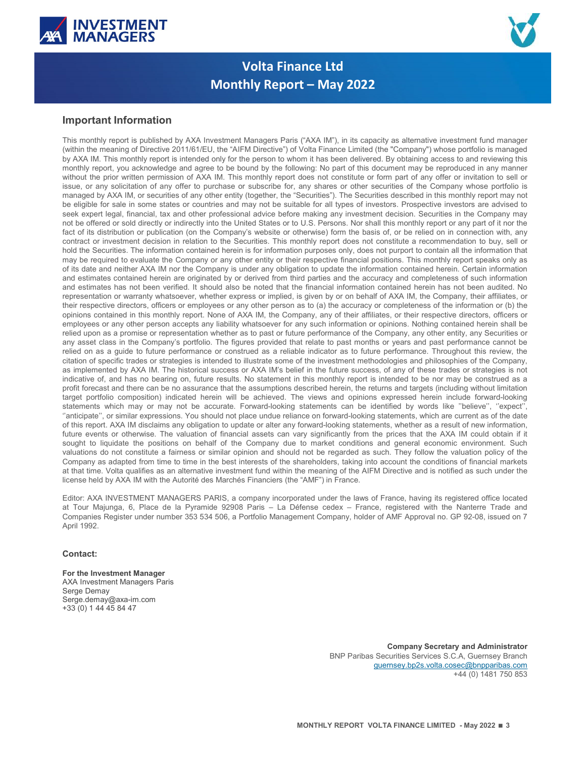# Volta Finance Ltd
# Monthly Report – May 2022

## Important Information

This monthly report is published by AXA Investment Managers Paris ("AXA IM"), in its capacity as alternative investment fund manager (within the meaning of Directive 2011/61/EU, the "AIFM Directive") of Volta Finance Limited (the "Company") whose portfolio is managed by AXA IM. This monthly report is intended only for the person to whom it has been delivered. By obtaining access to and reviewing this monthly report, you acknowledge and agree to be bound by the following: No part of this document may be reproduced in any manner without the prior written permission of AXA IM. This monthly report does not constitute or form part of any offer or invitation to sell or issue, or any solicitation of any offer to purchase or subscribe for, any shares or other securities of the Company whose portfolio is managed by AXA IM, or securities of any other entity (together, the "Securities"). The Securities described in this monthly report may not be eligible for sale in some states or countries and may not be suitable for all types of investors. Prospective investors are advised to seek expert legal, financial, tax and other professional advice before making any investment decision. Securities in the Company may not be offered or sold directly or indirectly into the United States or to U.S. Persons. Nor shall this monthly report or any part of it nor the fact of its distribution or publication (on the Company's website or otherwise) form the basis of, or be relied on in connection with, any contract or investment decision in relation to the Securities. This monthly report does not constitute a recommendation to buy, sell or hold the Securities. The information contained herein is for information purposes only, does not purport to contain all the information that may be required to evaluate the Company or any other entity or their respective financial positions. This monthly report speaks only as of its date and neither AXA IM nor the Company is under any obligation to update the information contained herein. Certain information and estimates contained herein are originated by or derived from third parties and the accuracy and completeness of such information and estimates has not been verified. It should also be noted that the financial information contained herein has not been audited. No representation or warranty whatsoever, whether express or implied, is given by or on behalf of AXA IM, the Company, their affiliates, or their respective directors, officers or employees or any other person as to (a) the accuracy or completeness of the information or (b) the opinions contained in this monthly report. None of AXA IM, the Company, any of their affiliates, or their respective directors, officers or employees or any other person accepts any liability whatsoever for any such information or opinions. Nothing contained herein shall be relied upon as a promise or representation whether as to past or future performance of the Company, any other entity, any Securities or any asset class in the Company's portfolio. The figures provided that relate to past months or years and past performance cannot be relied on as a guide to future performance or construed as a reliable indicator as to future performance. Throughout this review, the citation of specific trades or strategies is intended to illustrate some of the investment methodologies and philosophies of the Company, as implemented by AXA IM. The historical success or AXA IM's belief in the future success, of any of these trades or strategies is not indicative of, and has no bearing on, future results. No statement in this monthly report is intended to be nor may be construed as a profit forecast and there can be no assurance that the assumptions described herein, the returns and targets (including without limitation target portfolio composition) indicated herein will be achieved. The views and opinions expressed herein include forward-looking statements which may or may not be accurate. Forward-looking statements can be identified by words like ''believe'', ''expect'', ''anticipate'', or similar expressions. You should not place undue reliance on forward-looking statements, which are current as of the date of this report. AXA IM disclaims any obligation to update or alter any forward-looking statements, whether as a result of new information, future events or otherwise. The valuation of financial assets can vary significantly from the prices that the AXA IM could obtain if it sought to liquidate the positions on behalf of the Company due to market conditions and general economic environment. Such valuations do not constitute a fairness or similar opinion and should not be regarded as such. They follow the valuation policy of the Company as adapted from time to time in the best interests of the shareholders, taking into account the conditions of financial markets at that time. Volta qualifies as an alternative investment fund within the meaning of the AIFM Directive and is notified as such under the license held by AXA IM with the Autorité des Marchés Financiers (the "AMF") in France.

Editor: AXA INVESTMENT MANAGERS PARIS, a company incorporated under the laws of France, having its registered office located at Tour Majunga, 6, Place de la Pyramide 92908 Paris – La Défense cedex – France, registered with the Nanterre Trade and Companies Register under number 353 534 506, a Portfolio Management Company, holder of AMF Approval no. GP 92-08, issued on 7 April 1992.

**Contact:**

**For the Investment Manager**
AXA Investment Managers Paris
Serge Demay
Serge.demay@axa-im.com
+33 (0) 1 44 45 84 47

**Company Secretary and Administrator**
BNP Paribas Securities Services S.C.A, Guernsey Branch
guernsey.bp2s.volta.cosec@bnpparibas.com
+44 (0) 1481 750 853